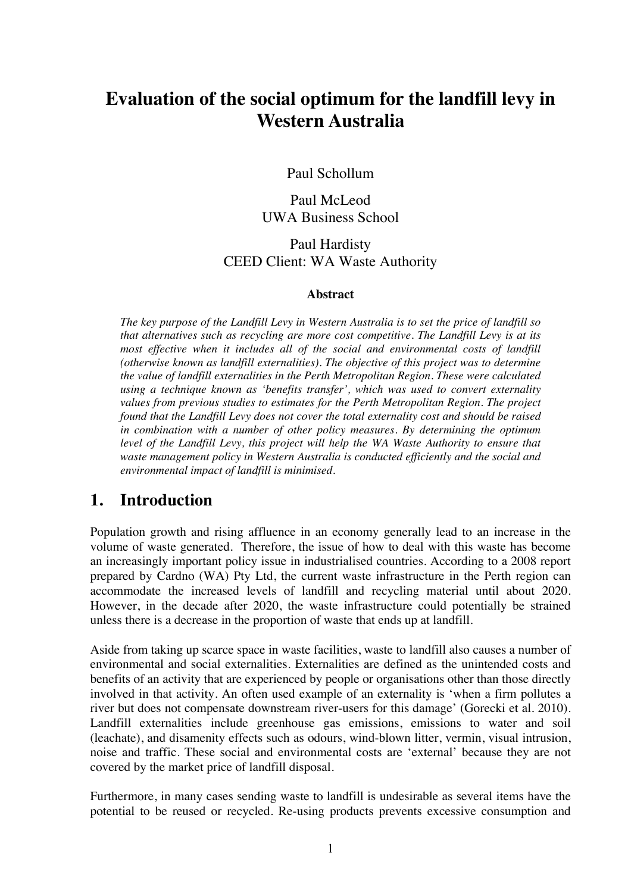# Evaluation of the social optimum for the landfill levy in Western Australia

Paul Schollum

Paul McLeod
UWA Business School

Paul Hardisty
CEED Client: WA Waste Authority

### Abstract

*The key purpose of the Landfill Levy in Western Australia is to set the price of landfill so that alternatives such as recycling are more cost competitive. The Landfill Levy is at its most effective when it includes all of the social and environmental costs of landfill (otherwise known as landfill externalities). The objective of this project was to determine the value of landfill externalities in the Perth Metropolitan Region. These were calculated using a technique known as 'benefits transfer', which was used to convert externality values from previous studies to estimates for the Perth Metropolitan Region. The project found that the Landfill Levy does not cover the total externality cost and should be raised in combination with a number of other policy measures. By determining the optimum level of the Landfill Levy, this project will help the WA Waste Authority to ensure that waste management policy in Western Australia is conducted efficiently and the social and environmental impact of landfill is minimised.*

## 1. Introduction

Population growth and rising affluence in an economy generally lead to an increase in the volume of waste generated. Therefore, the issue of how to deal with this waste has become an increasingly important policy issue in industrialised countries. According to a 2008 report prepared by Cardno (WA) Pty Ltd, the current waste infrastructure in the Perth region can accommodate the increased levels of landfill and recycling material until about 2020. However, in the decade after 2020, the waste infrastructure could potentially be strained unless there is a decrease in the proportion of waste that ends up at landfill.

Aside from taking up scarce space in waste facilities, waste to landfill also causes a number of environmental and social externalities. Externalities are defined as the unintended costs and benefits of an activity that are experienced by people or organisations other than those directly involved in that activity. An often used example of an externality is 'when a firm pollutes a river but does not compensate downstream river-users for this damage' (Gorecki et al. 2010). Landfill externalities include greenhouse gas emissions, emissions to water and soil (leachate), and disamenity effects such as odours, wind-blown litter, vermin, visual intrusion, noise and traffic. These social and environmental costs are 'external' because they are not covered by the market price of landfill disposal.

Furthermore, in many cases sending waste to landfill is undesirable as several items have the potential to be reused or recycled. Re-using products prevents excessive consumption and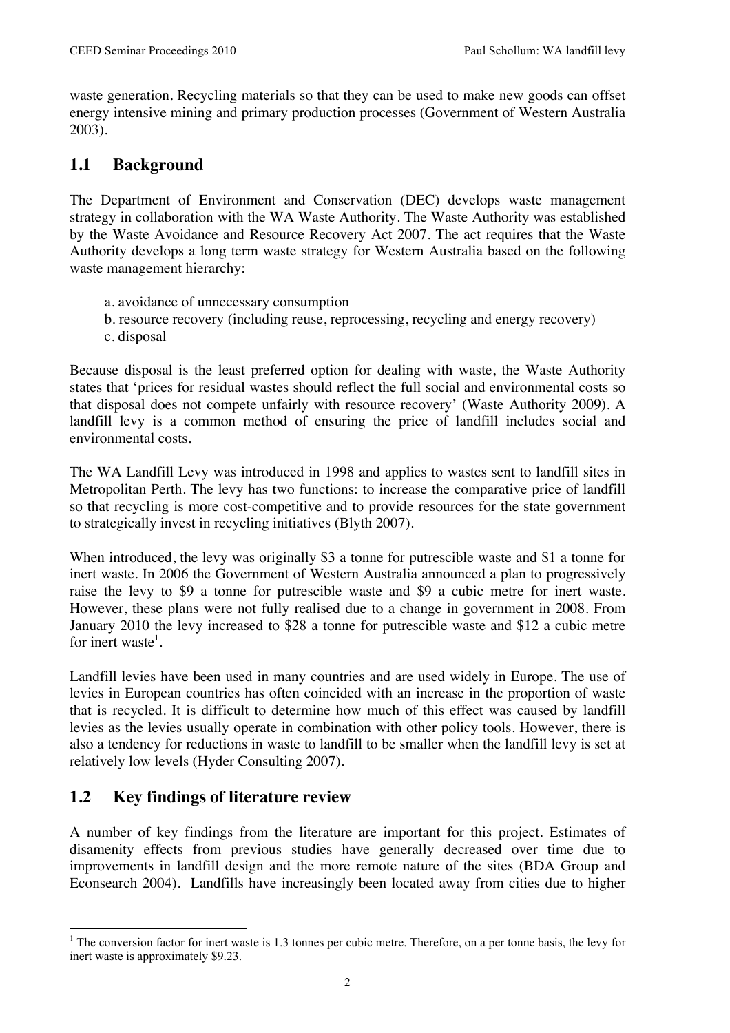waste generation. Recycling materials so that they can be used to make new goods can offset energy intensive mining and primary production processes (Government of Western Australia 2003).

## 1.1 Background

The Department of Environment and Conservation (DEC) develops waste management strategy in collaboration with the WA Waste Authority. The Waste Authority was established by the Waste Avoidance and Resource Recovery Act 2007. The act requires that the Waste Authority develops a long term waste strategy for Western Australia based on the following waste management hierarchy:

a. avoidance of unnecessary consumption
b. resource recovery (including reuse, reprocessing, recycling and energy recovery)
c. disposal

Because disposal is the least preferred option for dealing with waste, the Waste Authority states that 'prices for residual wastes should reflect the full social and environmental costs so that disposal does not compete unfairly with resource recovery' (Waste Authority 2009). A landfill levy is a common method of ensuring the price of landfill includes social and environmental costs.

The WA Landfill Levy was introduced in 1998 and applies to wastes sent to landfill sites in Metropolitan Perth. The levy has two functions: to increase the comparative price of landfill so that recycling is more cost-competitive and to provide resources for the state government to strategically invest in recycling initiatives (Blyth 2007).

When introduced, the levy was originally \$3 a tonne for putrescible waste and \$1 a tonne for inert waste. In 2006 the Government of Western Australia announced a plan to progressively raise the levy to \$9 a tonne for putrescible waste and \$9 a cubic metre for inert waste. However, these plans were not fully realised due to a change in government in 2008. From January 2010 the levy increased to \$28 a tonne for putrescible waste and \$12 a cubic metre for inert waste[1].

Landfill levies have been used in many countries and are used widely in Europe. The use of levies in European countries has often coincided with an increase in the proportion of waste that is recycled. It is difficult to determine how much of this effect was caused by landfill levies as the levies usually operate in combination with other policy tools. However, there is also a tendency for reductions in waste to landfill to be smaller when the landfill levy is set at relatively low levels (Hyder Consulting 2007).

## 1.2 Key findings of literature review

A number of key findings from the literature are important for this project. Estimates of disamenity effects from previous studies have generally decreased over time due to improvements in landfill design and the more remote nature of the sites (BDA Group and Econsearch 2004). Landfills have increasingly been located away from cities due to higher

---

[1] The conversion factor for inert waste is 1.3 tonnes per cubic metre. Therefore, on a per tonne basis, the levy for inert waste is approximately \$9.23.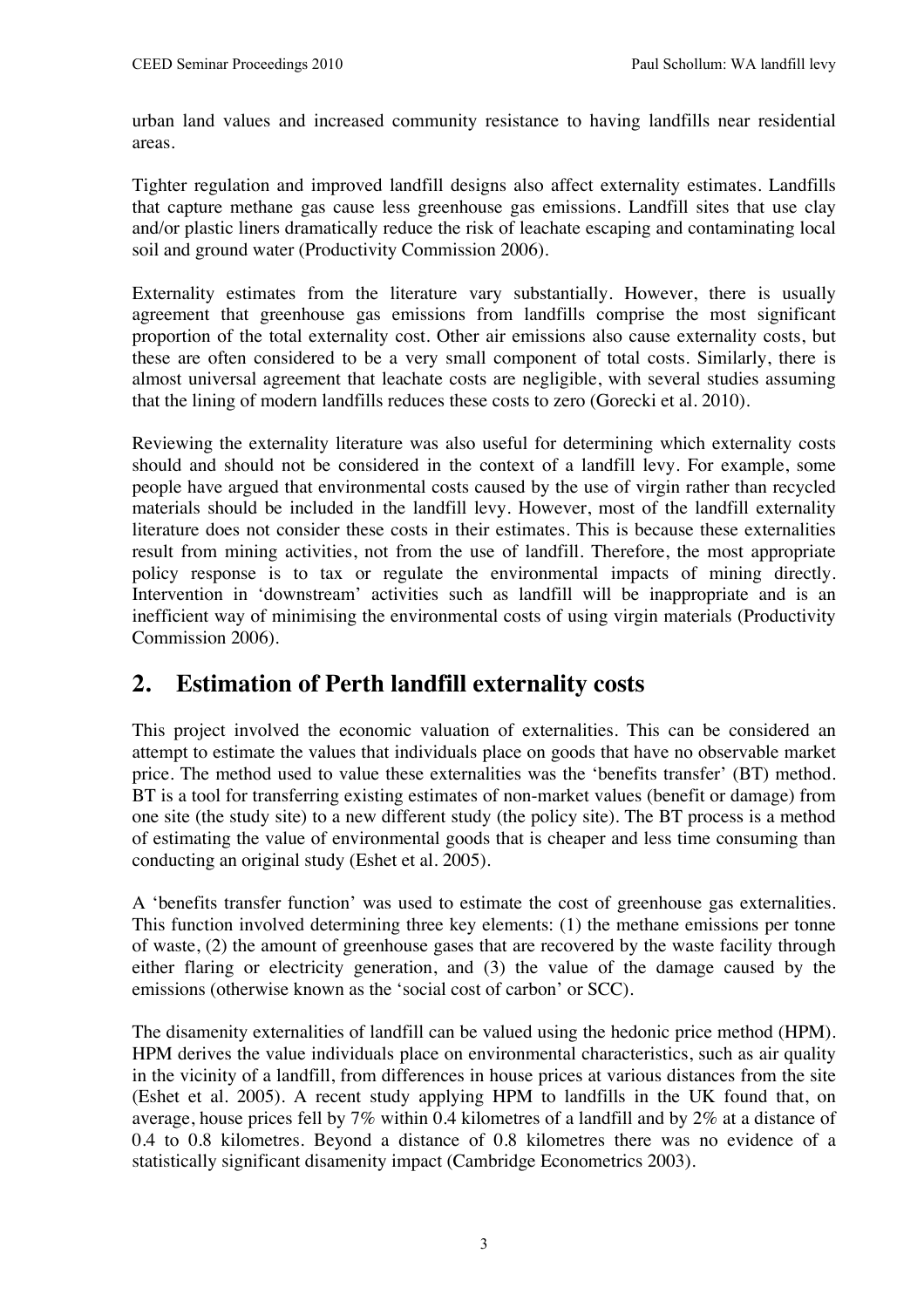urban land values and increased community resistance to having landfills near residential areas.

Tighter regulation and improved landfill designs also affect externality estimates. Landfills that capture methane gas cause less greenhouse gas emissions. Landfill sites that use clay and/or plastic liners dramatically reduce the risk of leachate escaping and contaminating local soil and ground water (Productivity Commission 2006).

Externality estimates from the literature vary substantially. However, there is usually agreement that greenhouse gas emissions from landfills comprise the most significant proportion of the total externality cost. Other air emissions also cause externality costs, but these are often considered to be a very small component of total costs. Similarly, there is almost universal agreement that leachate costs are negligible, with several studies assuming that the lining of modern landfills reduces these costs to zero (Gorecki et al. 2010).

Reviewing the externality literature was also useful for determining which externality costs should and should not be considered in the context of a landfill levy. For example, some people have argued that environmental costs caused by the use of virgin rather than recycled materials should be included in the landfill levy. However, most of the landfill externality literature does not consider these costs in their estimates. This is because these externalities result from mining activities, not from the use of landfill. Therefore, the most appropriate policy response is to tax or regulate the environmental impacts of mining directly. Intervention in 'downstream' activities such as landfill will be inappropriate and is an inefficient way of minimising the environmental costs of using virgin materials (Productivity Commission 2006).

## 2. Estimation of Perth landfill externality costs

This project involved the economic valuation of externalities. This can be considered an attempt to estimate the values that individuals place on goods that have no observable market price. The method used to value these externalities was the 'benefits transfer' (BT) method. BT is a tool for transferring existing estimates of non-market values (benefit or damage) from one site (the study site) to a new different study (the policy site). The BT process is a method of estimating the value of environmental goods that is cheaper and less time consuming than conducting an original study (Eshet et al. 2005).

A 'benefits transfer function' was used to estimate the cost of greenhouse gas externalities. This function involved determining three key elements: (1) the methane emissions per tonne of waste, (2) the amount of greenhouse gases that are recovered by the waste facility through either flaring or electricity generation, and (3) the value of the damage caused by the emissions (otherwise known as the 'social cost of carbon' or SCC).

The disamenity externalities of landfill can be valued using the hedonic price method (HPM). HPM derives the value individuals place on environmental characteristics, such as air quality in the vicinity of a landfill, from differences in house prices at various distances from the site (Eshet et al. 2005). A recent study applying HPM to landfills in the UK found that, on average, house prices fell by 7% within 0.4 kilometres of a landfill and by 2% at a distance of 0.4 to 0.8 kilometres. Beyond a distance of 0.8 kilometres there was no evidence of a statistically significant disamenity impact (Cambridge Econometrics 2003).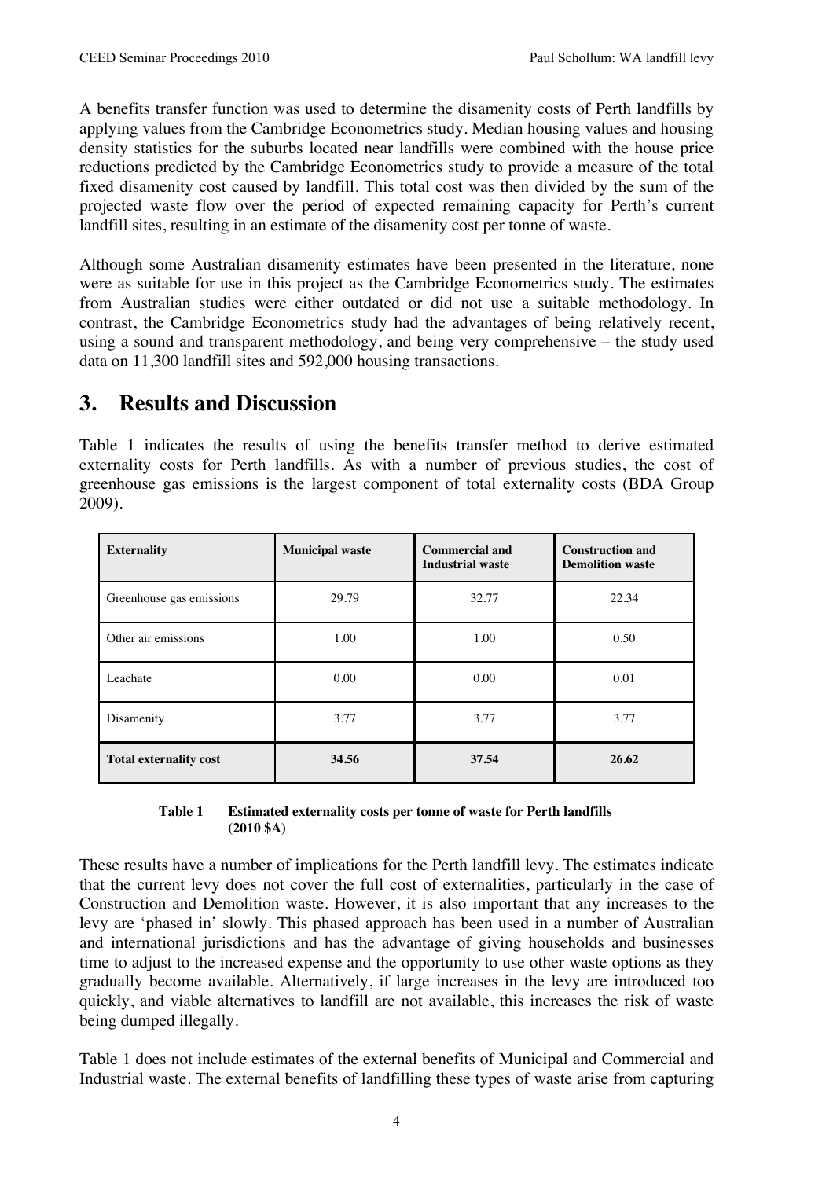A benefits transfer function was used to determine the disamenity costs of Perth landfills by applying values from the Cambridge Econometrics study. Median housing values and housing density statistics for the suburbs located near landfills were combined with the house price reductions predicted by the Cambridge Econometrics study to provide a measure of the total fixed disamenity cost caused by landfill. This total cost was then divided by the sum of the projected waste flow over the period of expected remaining capacity for Perth's current landfill sites, resulting in an estimate of the disamenity cost per tonne of waste.

Although some Australian disamenity estimates have been presented in the literature, none were as suitable for use in this project as the Cambridge Econometrics study. The estimates from Australian studies were either outdated or did not use a suitable methodology. In contrast, the Cambridge Econometrics study had the advantages of being relatively recent, using a sound and transparent methodology, and being very comprehensive – the study used data on 11,300 landfill sites and 592,000 housing transactions.

## 3. Results and Discussion

Table 1 indicates the results of using the benefits transfer method to derive estimated externality costs for Perth landfills. As with a number of previous studies, the cost of greenhouse gas emissions is the largest component of total externality costs (BDA Group 2009).

| Externality | Municipal waste | Commercial and Industrial waste | Construction and Demolition waste |
|---|---|---|---|
| Greenhouse gas emissions | 29.79 | 32.77 | 22.34 |
| Other air emissions | 1.00 | 1.00 | 0.50 |
| Leachate | 0.00 | 0.00 | 0.01 |
| Disamenity | 3.77 | 3.77 | 3.77 |
| **Total externality cost** | **34.56** | **37.54** | **26.62** |

**Table 1 Estimated externality costs per tonne of waste for Perth landfills (2010 $A)**

These results have a number of implications for the Perth landfill levy. The estimates indicate that the current levy does not cover the full cost of externalities, particularly in the case of Construction and Demolition waste. However, it is also important that any increases to the levy are 'phased in' slowly. This phased approach has been used in a number of Australian and international jurisdictions and has the advantage of giving households and businesses time to adjust to the increased expense and the opportunity to use other waste options as they gradually become available. Alternatively, if large increases in the levy are introduced too quickly, and viable alternatives to landfill are not available, this increases the risk of waste being dumped illegally.

Table 1 does not include estimates of the external benefits of Municipal and Commercial and Industrial waste. The external benefits of landfilling these types of waste arise from capturing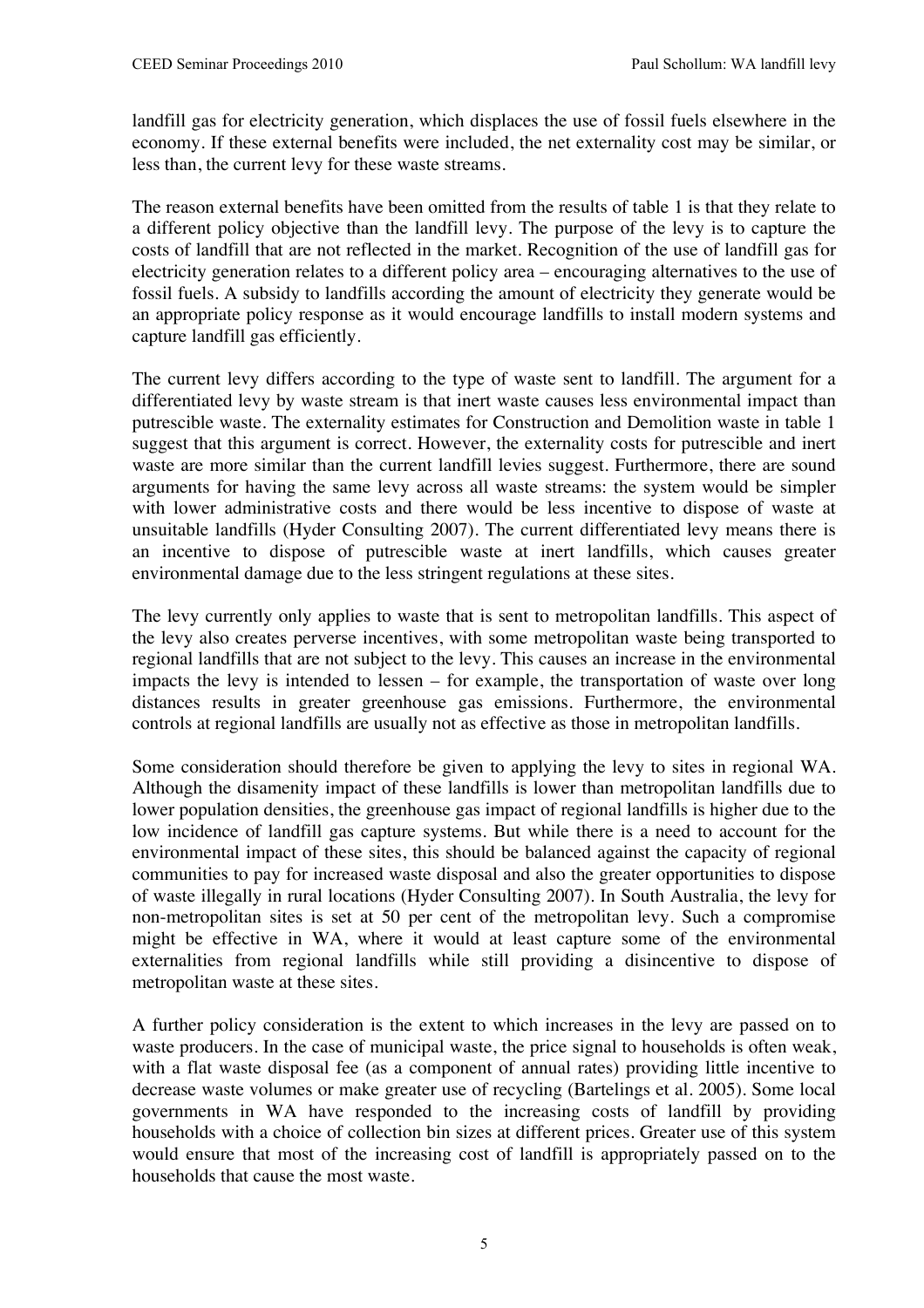landfill gas for electricity generation, which displaces the use of fossil fuels elsewhere in the economy. If these external benefits were included, the net externality cost may be similar, or less than, the current levy for these waste streams.

The reason external benefits have been omitted from the results of table 1 is that they relate to a different policy objective than the landfill levy. The purpose of the levy is to capture the costs of landfill that are not reflected in the market. Recognition of the use of landfill gas for electricity generation relates to a different policy area – encouraging alternatives to the use of fossil fuels. A subsidy to landfills according the amount of electricity they generate would be an appropriate policy response as it would encourage landfills to install modern systems and capture landfill gas efficiently.

The current levy differs according to the type of waste sent to landfill. The argument for a differentiated levy by waste stream is that inert waste causes less environmental impact than putrescible waste. The externality estimates for Construction and Demolition waste in table 1 suggest that this argument is correct. However, the externality costs for putrescible and inert waste are more similar than the current landfill levies suggest. Furthermore, there are sound arguments for having the same levy across all waste streams: the system would be simpler with lower administrative costs and there would be less incentive to dispose of waste at unsuitable landfills (Hyder Consulting 2007). The current differentiated levy means there is an incentive to dispose of putrescible waste at inert landfills, which causes greater environmental damage due to the less stringent regulations at these sites.

The levy currently only applies to waste that is sent to metropolitan landfills. This aspect of the levy also creates perverse incentives, with some metropolitan waste being transported to regional landfills that are not subject to the levy. This causes an increase in the environmental impacts the levy is intended to lessen – for example, the transportation of waste over long distances results in greater greenhouse gas emissions. Furthermore, the environmental controls at regional landfills are usually not as effective as those in metropolitan landfills.

Some consideration should therefore be given to applying the levy to sites in regional WA. Although the disamenity impact of these landfills is lower than metropolitan landfills due to lower population densities, the greenhouse gas impact of regional landfills is higher due to the low incidence of landfill gas capture systems. But while there is a need to account for the environmental impact of these sites, this should be balanced against the capacity of regional communities to pay for increased waste disposal and also the greater opportunities to dispose of waste illegally in rural locations (Hyder Consulting 2007). In South Australia, the levy for non-metropolitan sites is set at 50 per cent of the metropolitan levy. Such a compromise might be effective in WA, where it would at least capture some of the environmental externalities from regional landfills while still providing a disincentive to dispose of metropolitan waste at these sites.

A further policy consideration is the extent to which increases in the levy are passed on to waste producers. In the case of municipal waste, the price signal to households is often weak, with a flat waste disposal fee (as a component of annual rates) providing little incentive to decrease waste volumes or make greater use of recycling (Bartelings et al. 2005). Some local governments in WA have responded to the increasing costs of landfill by providing households with a choice of collection bin sizes at different prices. Greater use of this system would ensure that most of the increasing cost of landfill is appropriately passed on to the households that cause the most waste.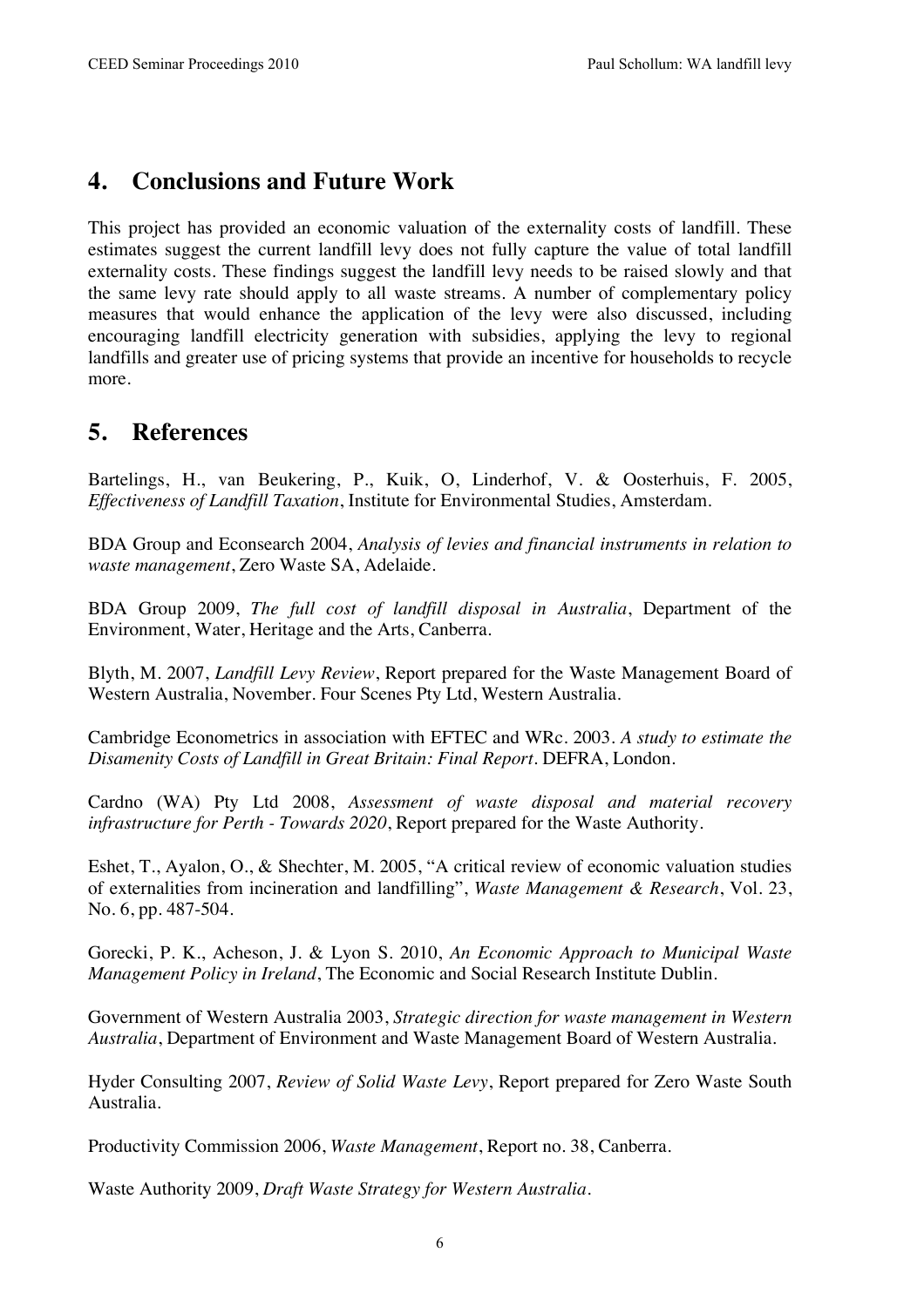## 4. Conclusions and Future Work

This project has provided an economic valuation of the externality costs of landfill. These estimates suggest the current landfill levy does not fully capture the value of total landfill externality costs. These findings suggest the landfill levy needs to be raised slowly and that the same levy rate should apply to all waste streams. A number of complementary policy measures that would enhance the application of the levy were also discussed, including encouraging landfill electricity generation with subsidies, applying the levy to regional landfills and greater use of pricing systems that provide an incentive for households to recycle more.

## 5. References

Bartelings, H., van Beukering, P., Kuik, O, Linderhof, V. & Oosterhuis, F. 2005, *Effectiveness of Landfill Taxation*, Institute for Environmental Studies, Amsterdam.

BDA Group and Econsearch 2004, *Analysis of levies and financial instruments in relation to waste management*, Zero Waste SA, Adelaide.

BDA Group 2009, *The full cost of landfill disposal in Australia*, Department of the Environment, Water, Heritage and the Arts, Canberra.

Blyth, M. 2007, *Landfill Levy Review*, Report prepared for the Waste Management Board of Western Australia, November. Four Scenes Pty Ltd, Western Australia.

Cambridge Econometrics in association with EFTEC and WRc. 2003. *A study to estimate the Disamenity Costs of Landfill in Great Britain: Final Report*. DEFRA, London.

Cardno (WA) Pty Ltd 2008, *Assessment of waste disposal and material recovery infrastructure for Perth - Towards 2020*, Report prepared for the Waste Authority.

Eshet, T., Ayalon, O., & Shechter, M. 2005, "A critical review of economic valuation studies of externalities from incineration and landfilling", *Waste Management & Research*, Vol. 23, No. 6, pp. 487-504.

Gorecki, P. K., Acheson, J. & Lyon S. 2010, *An Economic Approach to Municipal Waste Management Policy in Ireland*, The Economic and Social Research Institute Dublin.

Government of Western Australia 2003, *Strategic direction for waste management in Western Australia*, Department of Environment and Waste Management Board of Western Australia.

Hyder Consulting 2007, *Review of Solid Waste Levy*, Report prepared for Zero Waste South Australia.

Productivity Commission 2006, *Waste Management*, Report no. 38, Canberra.

Waste Authority 2009, *Draft Waste Strategy for Western Australia*.